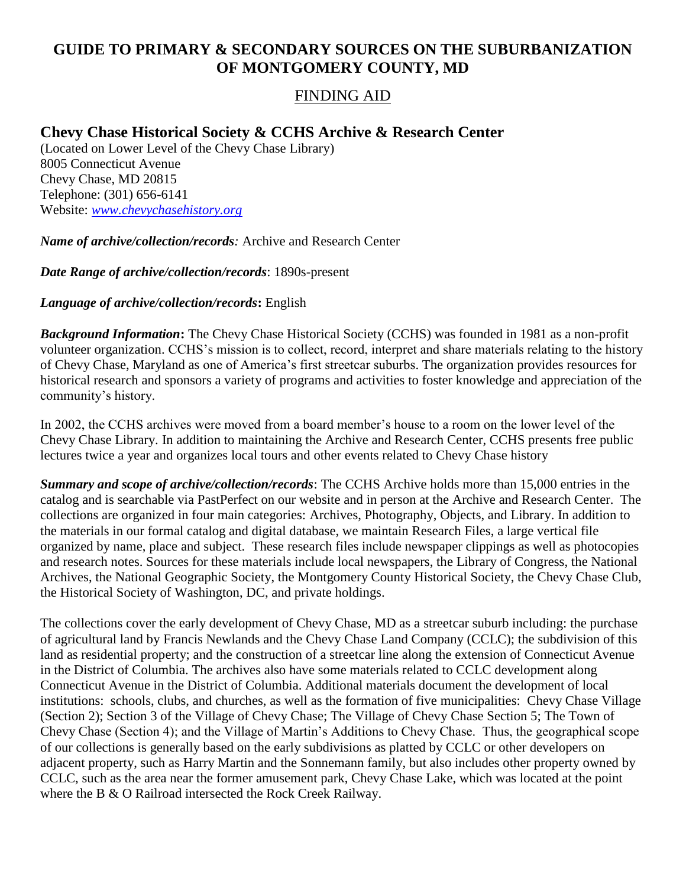# GUIDE TO PRIMARY & SECONDARY SOURCES ON THE SUBURBANIZATION OF MONTGOMERY COUNTY, MD

## FINDING AID

## Chevy Chase Historical Society & CCHS Archive & Research Center

(Located on Lower Level of the Chevy Chase Library)
8005 Connecticut Avenue
Chevy Chase, MD 20815
Telephone: (301) 656-6141
Website: *www.chevychasehistory.org*

***Name of archive/collection/records**:* Archive and Research Center

***Date Range of archive/collection/records***: 1890s-present

***Language of archive/collection/records*:** English

***Background Information*:** The Chevy Chase Historical Society (CCHS) was founded in 1981 as a non-profit volunteer organization. CCHS's mission is to collect, record, interpret and share materials relating to the history of Chevy Chase, Maryland as one of America's first streetcar suburbs. The organization provides resources for historical research and sponsors a variety of programs and activities to foster knowledge and appreciation of the community's history.

In 2002, the CCHS archives were moved from a board member's house to a room on the lower level of the Chevy Chase Library. In addition to maintaining the Archive and Research Center, CCHS presents free public lectures twice a year and organizes local tours and other events related to Chevy Chase history

***Summary and scope of archive/collection/records***: The CCHS Archive holds more than 15,000 entries in the catalog and is searchable via PastPerfect on our website and in person at the Archive and Research Center. The collections are organized in four main categories: Archives, Photography, Objects, and Library. In addition to the materials in our formal catalog and digital database, we maintain Research Files, a large vertical file organized by name, place and subject. These research files include newspaper clippings as well as photocopies and research notes. Sources for these materials include local newspapers, the Library of Congress, the National Archives, the National Geographic Society, the Montgomery County Historical Society, the Chevy Chase Club, the Historical Society of Washington, DC, and private holdings.

The collections cover the early development of Chevy Chase, MD as a streetcar suburb including: the purchase of agricultural land by Francis Newlands and the Chevy Chase Land Company (CCLC); the subdivision of this land as residential property; and the construction of a streetcar line along the extension of Connecticut Avenue in the District of Columbia. The archives also have some materials related to CCLC development along Connecticut Avenue in the District of Columbia. Additional materials document the development of local institutions: schools, clubs, and churches, as well as the formation of five municipalities: Chevy Chase Village (Section 2); Section 3 of the Village of Chevy Chase; The Village of Chevy Chase Section 5; The Town of Chevy Chase (Section 4); and the Village of Martin's Additions to Chevy Chase. Thus, the geographical scope of our collections is generally based on the early subdivisions as platted by CCLC or other developers on adjacent property, such as Harry Martin and the Sonnemann family, but also includes other property owned by CCLC, such as the area near the former amusement park, Chevy Chase Lake, which was located at the point where the B & O Railroad intersected the Rock Creek Railway.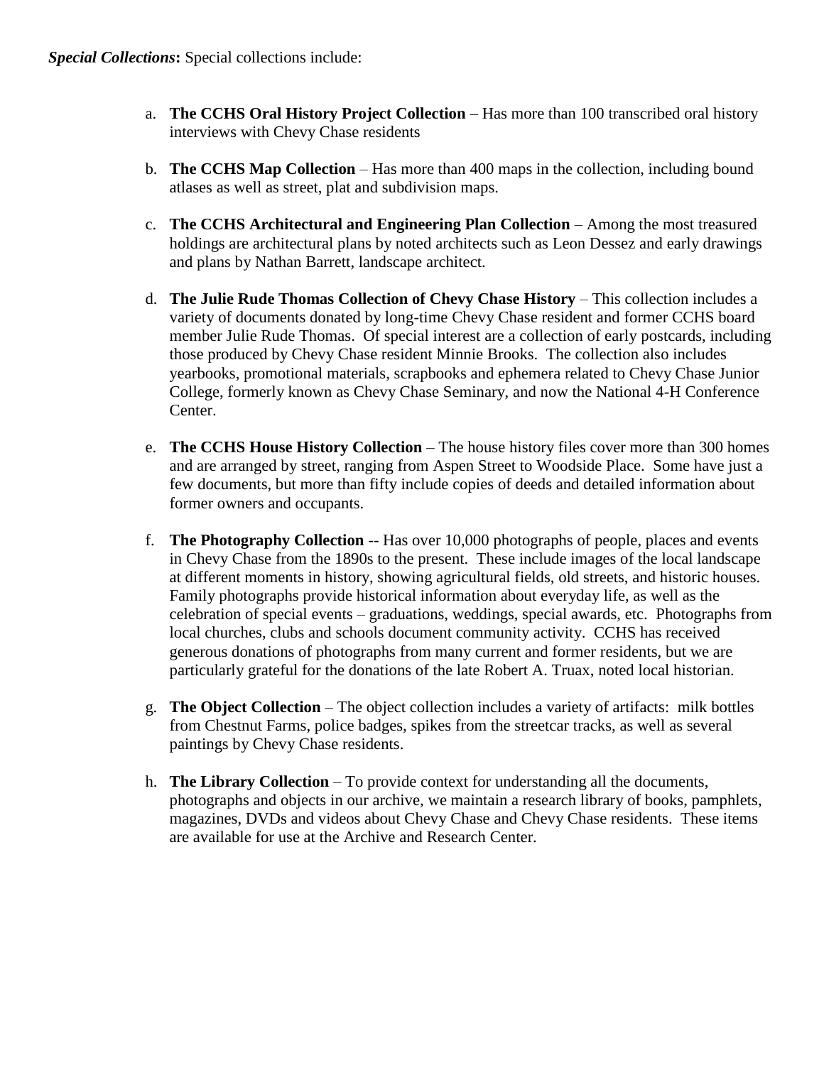***Special Collections*****:** Special collections include:

a. **The CCHS Oral History Project Collection** – Has more than 100 transcribed oral history interviews with Chevy Chase residents

b. **The CCHS Map Collection** – Has more than 400 maps in the collection, including bound atlases as well as street, plat and subdivision maps.

c. **The CCHS Architectural and Engineering Plan Collection** – Among the most treasured holdings are architectural plans by noted architects such as Leon Dessez and early drawings and plans by Nathan Barrett, landscape architect.

d. **The Julie Rude Thomas Collection of Chevy Chase History** – This collection includes a variety of documents donated by long-time Chevy Chase resident and former CCHS board member Julie Rude Thomas. Of special interest are a collection of early postcards, including those produced by Chevy Chase resident Minnie Brooks. The collection also includes yearbooks, promotional materials, scrapbooks and ephemera related to Chevy Chase Junior College, formerly known as Chevy Chase Seminary, and now the National 4-H Conference Center.

e. **The CCHS House History Collection** – The house history files cover more than 300 homes and are arranged by street, ranging from Aspen Street to Woodside Place. Some have just a few documents, but more than fifty include copies of deeds and detailed information about former owners and occupants.

f. **The Photography Collection** -- Has over 10,000 photographs of people, places and events in Chevy Chase from the 1890s to the present. These include images of the local landscape at different moments in history, showing agricultural fields, old streets, and historic houses. Family photographs provide historical information about everyday life, as well as the celebration of special events – graduations, weddings, special awards, etc. Photographs from local churches, clubs and schools document community activity. CCHS has received generous donations of photographs from many current and former residents, but we are particularly grateful for the donations of the late Robert A. Truax, noted local historian.

g. **The Object Collection** – The object collection includes a variety of artifacts: milk bottles from Chestnut Farms, police badges, spikes from the streetcar tracks, as well as several paintings by Chevy Chase residents.

h. **The Library Collection** – To provide context for understanding all the documents, photographs and objects in our archive, we maintain a research library of books, pamphlets, magazines, DVDs and videos about Chevy Chase and Chevy Chase residents. These items are available for use at the Archive and Research Center.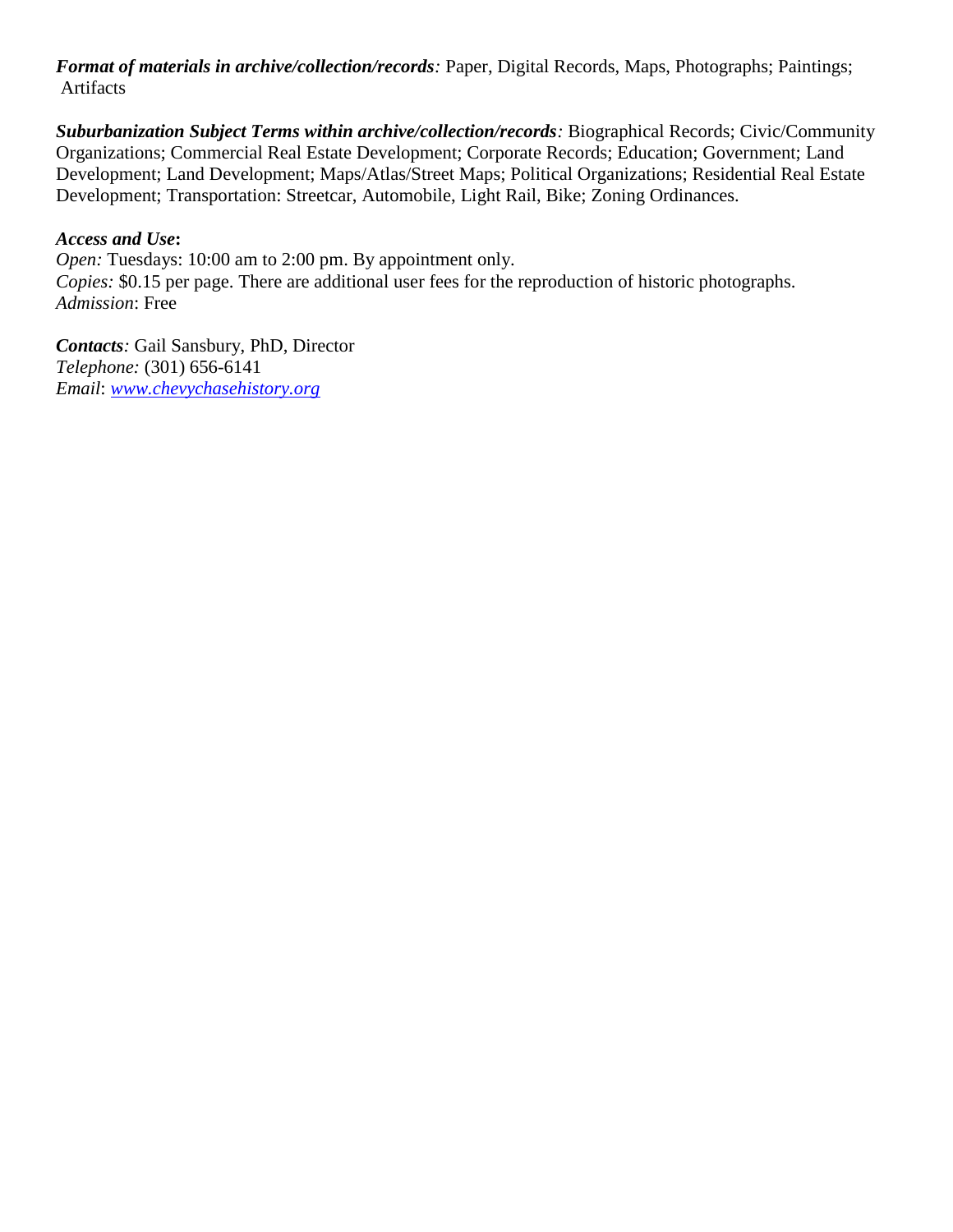***Format of materials in archive/collection/records****:* Paper, Digital Records, Maps, Photographs; Paintings; Artifacts

***Suburbanization Subject Terms within archive/collection/records****:* Biographical Records; Civic/Community Organizations; Commercial Real Estate Development; Corporate Records; Education; Government; Land Development; Land Development; Maps/Atlas/Street Maps; Political Organizations; Residential Real Estate Development; Transportation: Streetcar, Automobile, Light Rail, Bike; Zoning Ordinances.

***Access and Use*****:**
*Open:* Tuesdays: 10:00 am to 2:00 pm. By appointment only.
*Copies:* $0.15 per page. There are additional user fees for the reproduction of historic photographs.
*Admission*: Free

***Contacts****:* Gail Sansbury, PhD, Director
*Telephone:* (301) 656-6141
*Email*: *www.chevychasehistory.org*